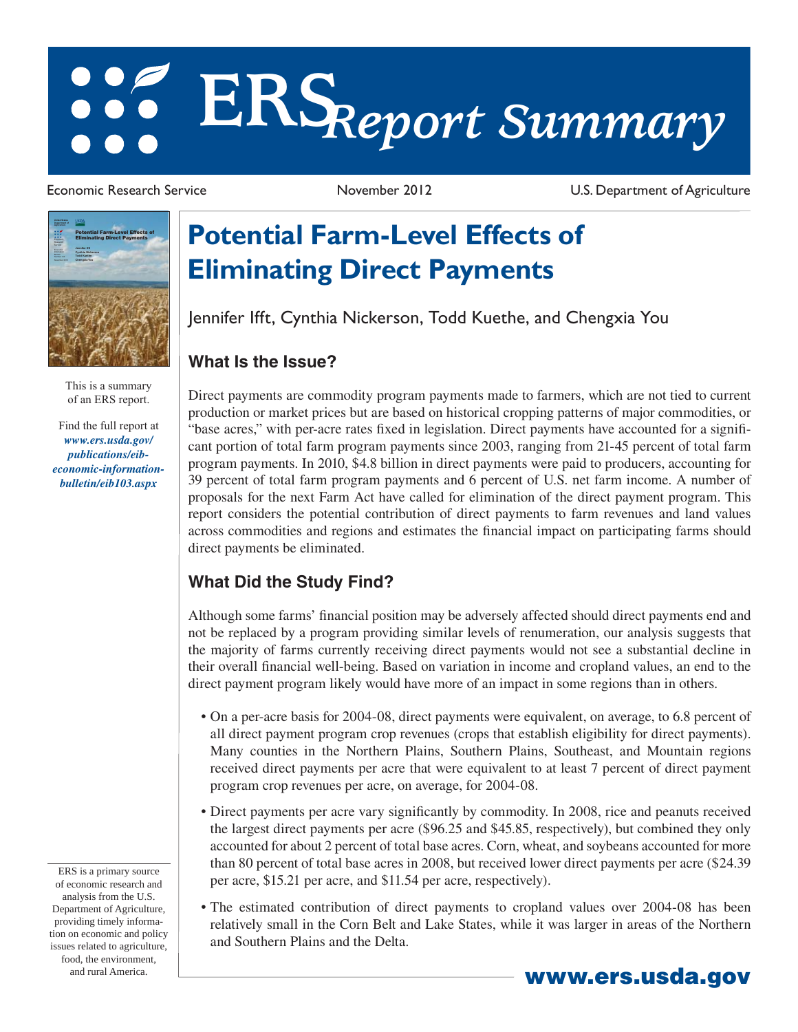# ERS Report Summary

Economic Research Service | November 2012 | U.S. Department of Agriculture

This is a summary of an ERS report.

Find the full report at *www.ers.usda.gov/publications/eib-economic-information-bulletin/eib103.aspx*

# Potential Farm-Level Effects of Eliminating Direct Payments

Jennifer Ifft, Cynthia Nickerson, Todd Kuethe, and Chengxia You

## What Is the Issue?

Direct payments are commodity program payments made to farmers, which are not tied to current production or market prices but are based on historical cropping patterns of major commodities, or "base acres," with per-acre rates fixed in legislation. Direct payments have accounted for a significant portion of total farm program payments since 2003, ranging from 21-45 percent of total farm program payments. In 2010, $4.8 billion in direct payments were paid to producers, accounting for 39 percent of total farm program payments and 6 percent of U.S. net farm income. A number of proposals for the next Farm Act have called for elimination of the direct payment program. This report considers the potential contribution of direct payments to farm revenues and land values across commodities and regions and estimates the financial impact on participating farms should direct payments be eliminated.

## What Did the Study Find?

Although some farms' financial position may be adversely affected should direct payments end and not be replaced by a program providing similar levels of renumeration, our analysis suggests that the majority of farms currently receiving direct payments would not see a substantial decline in their overall financial well-being. Based on variation in income and cropland values, an end to the direct payment program likely would have more of an impact in some regions than in others.

- On a per-acre basis for 2004-08, direct payments were equivalent, on average, to 6.8 percent of all direct payment program crop revenues (crops that establish eligibility for direct payments). Many counties in the Northern Plains, Southern Plains, Southeast, and Mountain regions received direct payments per acre that were equivalent to at least 7 percent of direct payment program crop revenues per acre, on average, for 2004-08.
- Direct payments per acre vary significantly by commodity. In 2008, rice and peanuts received the largest direct payments per acre ($96.25 and $45.85, respectively), but combined they only accounted for about 2 percent of total base acres. Corn, wheat, and soybeans accounted for more than 80 percent of total base acres in 2008, but received lower direct payments per acre ($24.39 per acre, $15.21 per acre, and $11.54 per acre, respectively).
- The estimated contribution of direct payments to cropland values over 2004-08 has been relatively small in the Corn Belt and Lake States, while it was larger in areas of the Northern and Southern Plains and the Delta.

ERS is a primary source of economic research and analysis from the U.S. Department of Agriculture, providing timely information on economic and policy issues related to agriculture, food, the environment, and rural America.

www.ers.usda.gov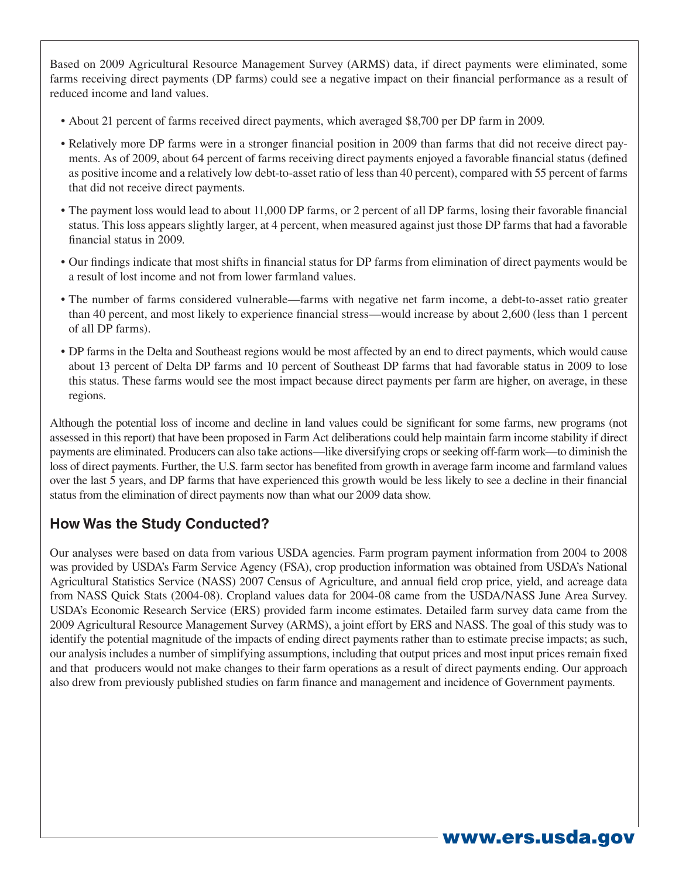Based on 2009 Agricultural Resource Management Survey (ARMS) data, if direct payments were eliminated, some farms receiving direct payments (DP farms) could see a negative impact on their financial performance as a result of reduced income and land values.

- About 21 percent of farms received direct payments, which averaged $8,700 per DP farm in 2009.
- Relatively more DP farms were in a stronger financial position in 2009 than farms that did not receive direct payments. As of 2009, about 64 percent of farms receiving direct payments enjoyed a favorable financial status (defined as positive income and a relatively low debt-to-asset ratio of less than 40 percent), compared with 55 percent of farms that did not receive direct payments.
- The payment loss would lead to about 11,000 DP farms, or 2 percent of all DP farms, losing their favorable financial status. This loss appears slightly larger, at 4 percent, when measured against just those DP farms that had a favorable financial status in 2009.
- Our findings indicate that most shifts in financial status for DP farms from elimination of direct payments would be a result of lost income and not from lower farmland values.
- The number of farms considered vulnerable—farms with negative net farm income, a debt-to-asset ratio greater than 40 percent, and most likely to experience financial stress—would increase by about 2,600 (less than 1 percent of all DP farms).
- DP farms in the Delta and Southeast regions would be most affected by an end to direct payments, which would cause about 13 percent of Delta DP farms and 10 percent of Southeast DP farms that had favorable status in 2009 to lose this status. These farms would see the most impact because direct payments per farm are higher, on average, in these regions.

Although the potential loss of income and decline in land values could be significant for some farms, new programs (not assessed in this report) that have been proposed in Farm Act deliberations could help maintain farm income stability if direct payments are eliminated. Producers can also take actions—like diversifying crops or seeking off-farm work—to diminish the loss of direct payments. Further, the U.S. farm sector has benefited from growth in average farm income and farmland values over the last 5 years, and DP farms that have experienced this growth would be less likely to see a decline in their financial status from the elimination of direct payments now than what our 2009 data show.

## How Was the Study Conducted?

Our analyses were based on data from various USDA agencies. Farm program payment information from 2004 to 2008 was provided by USDA's Farm Service Agency (FSA), crop production information was obtained from USDA's National Agricultural Statistics Service (NASS) 2007 Census of Agriculture, and annual field crop price, yield, and acreage data from NASS Quick Stats (2004-08). Cropland values data for 2004-08 came from the USDA/NASS June Area Survey. USDA's Economic Research Service (ERS) provided farm income estimates. Detailed farm survey data came from the 2009 Agricultural Resource Management Survey (ARMS), a joint effort by ERS and NASS. The goal of this study was to identify the potential magnitude of the impacts of ending direct payments rather than to estimate precise impacts; as such, our analysis includes a number of simplifying assumptions, including that output prices and most input prices remain fixed and that producers would not make changes to their farm operations as a result of direct payments ending. Our approach also drew from previously published studies on farm finance and management and incidence of Government payments.

**www.ers.usda.gov**